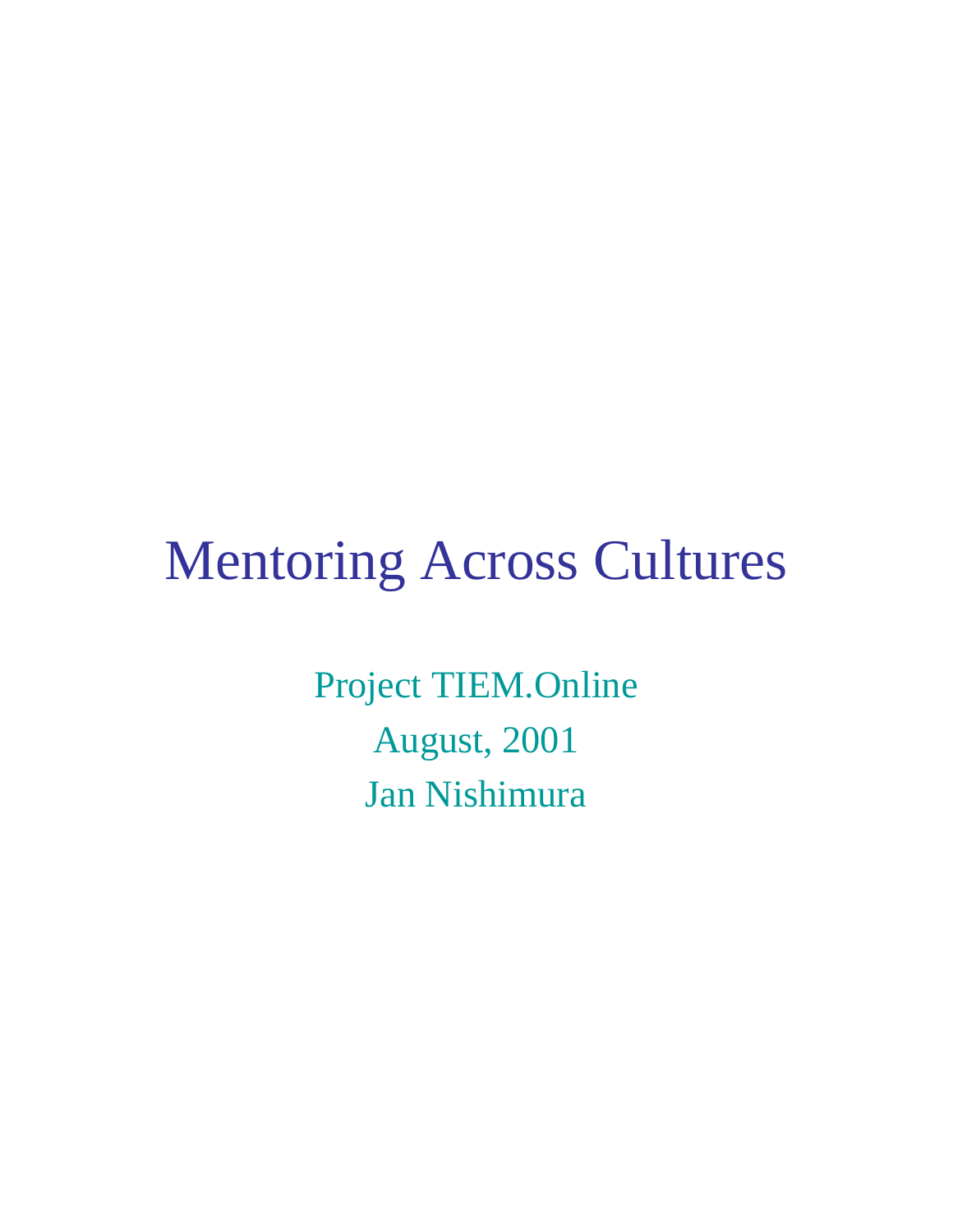# Mentoring Across Cultures

Project TIEM.Online

August, 2001

Jan Nishimura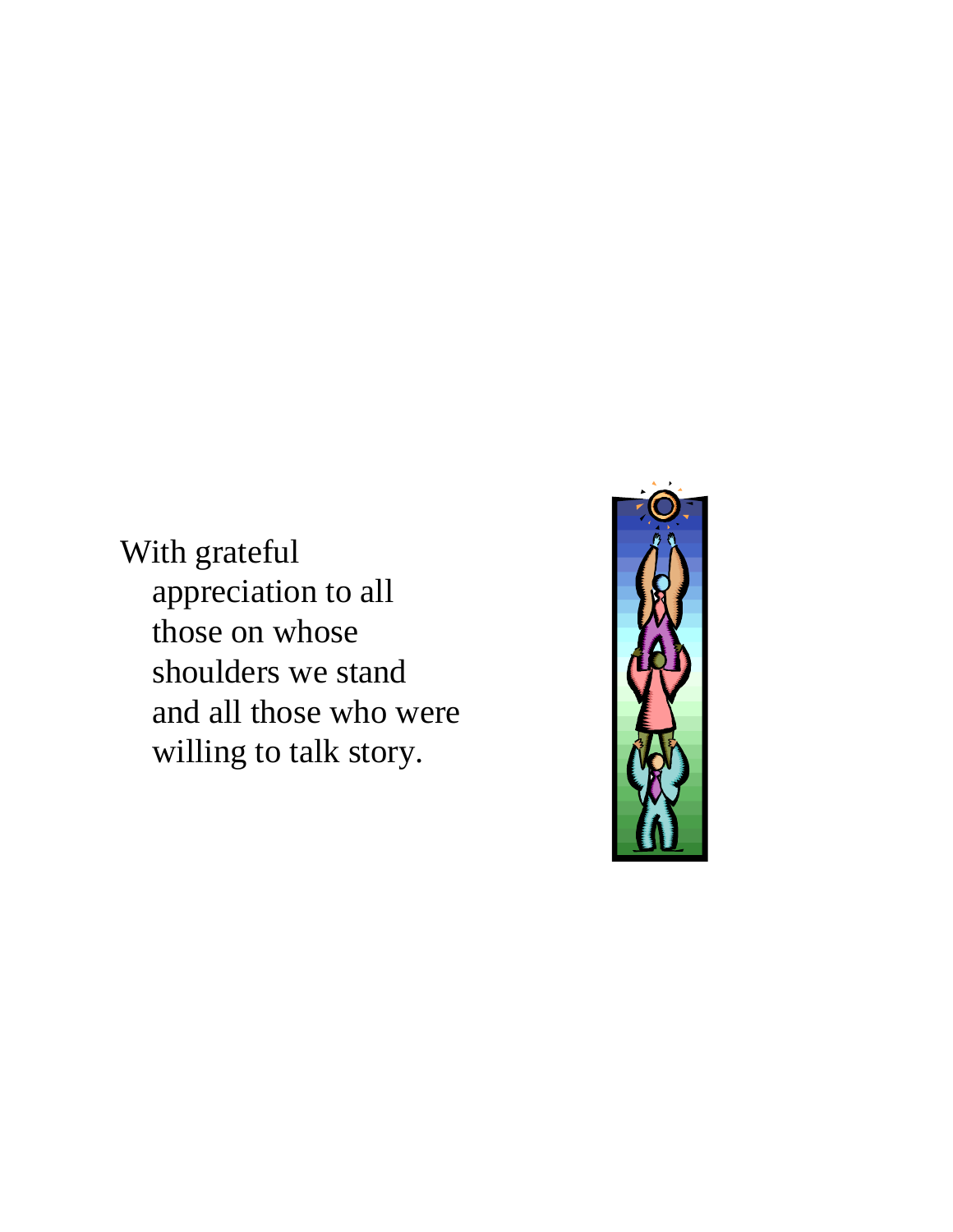With grateful appreciation to all those on whose shoulders we stand and all those who were willing to talk story.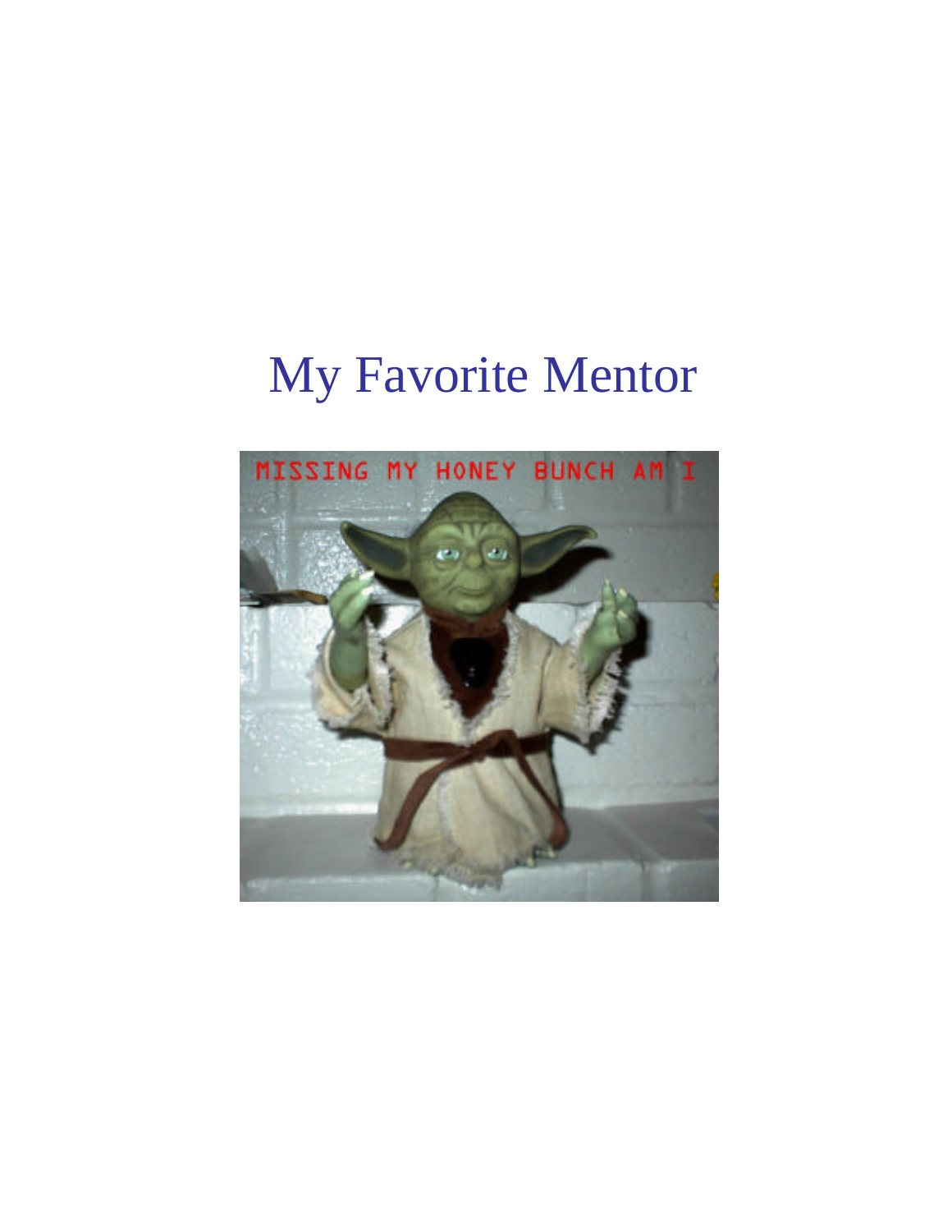# My Favorite Mentor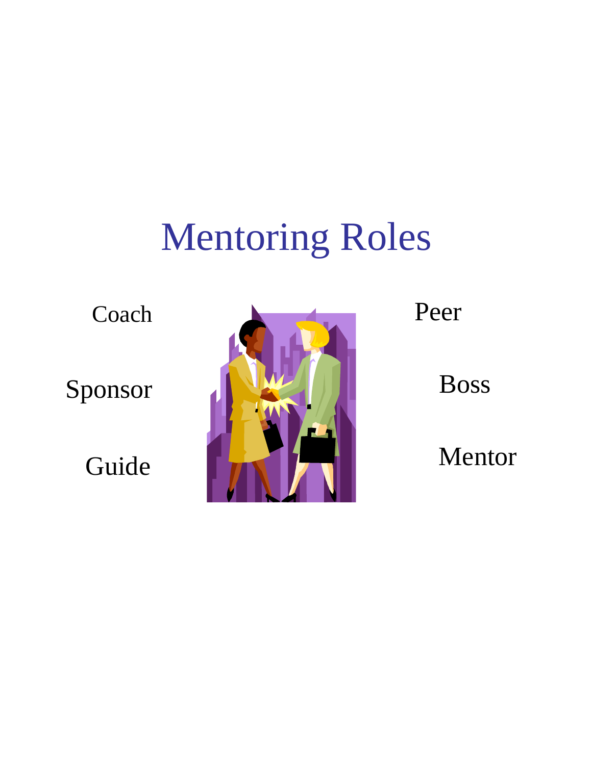# Mentoring Roles

Coach

Sponsor

Guide

Peer

Boss

Mentor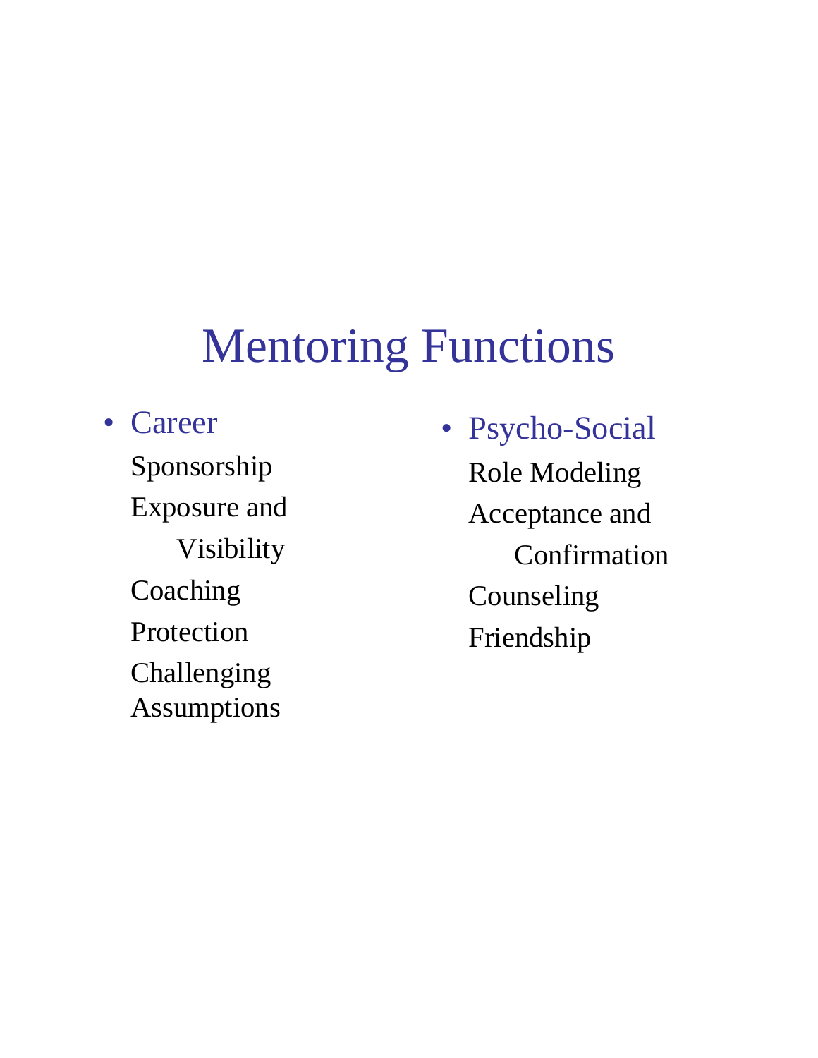# Mentoring Functions

- Career
  - Sponsorship
  - Exposure and Visibility
  - Coaching
  - Protection
  - Challenging Assumptions

- Psycho-Social
  - Role Modeling
  - Acceptance and Confirmation
  - Counseling
  - Friendship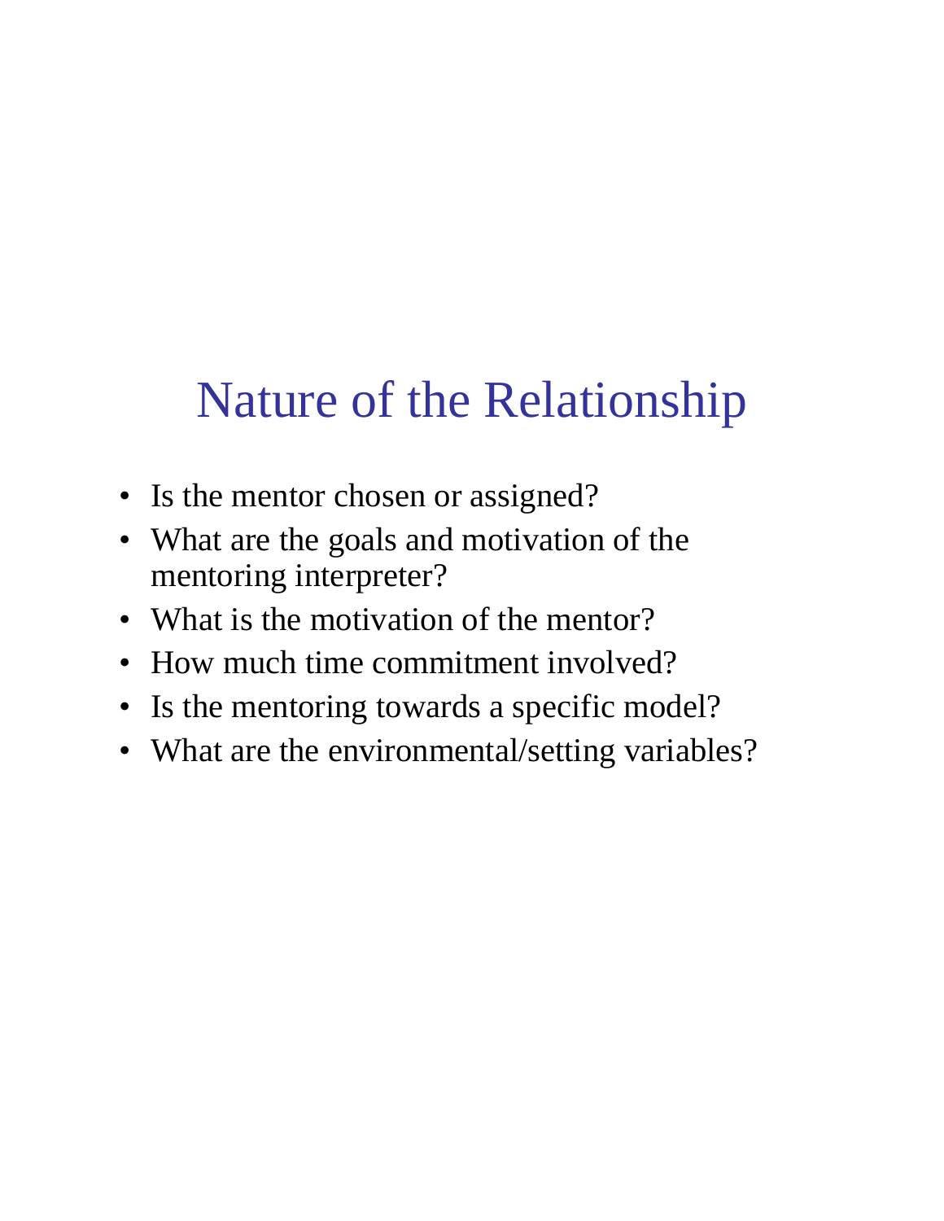# Nature of the Relationship

- Is the mentor chosen or assigned?
- What are the goals and motivation of the mentoring interpreter?
- What is the motivation of the mentor?
- How much time commitment involved?
- Is the mentoring towards a specific model?
- What are the environmental/setting variables?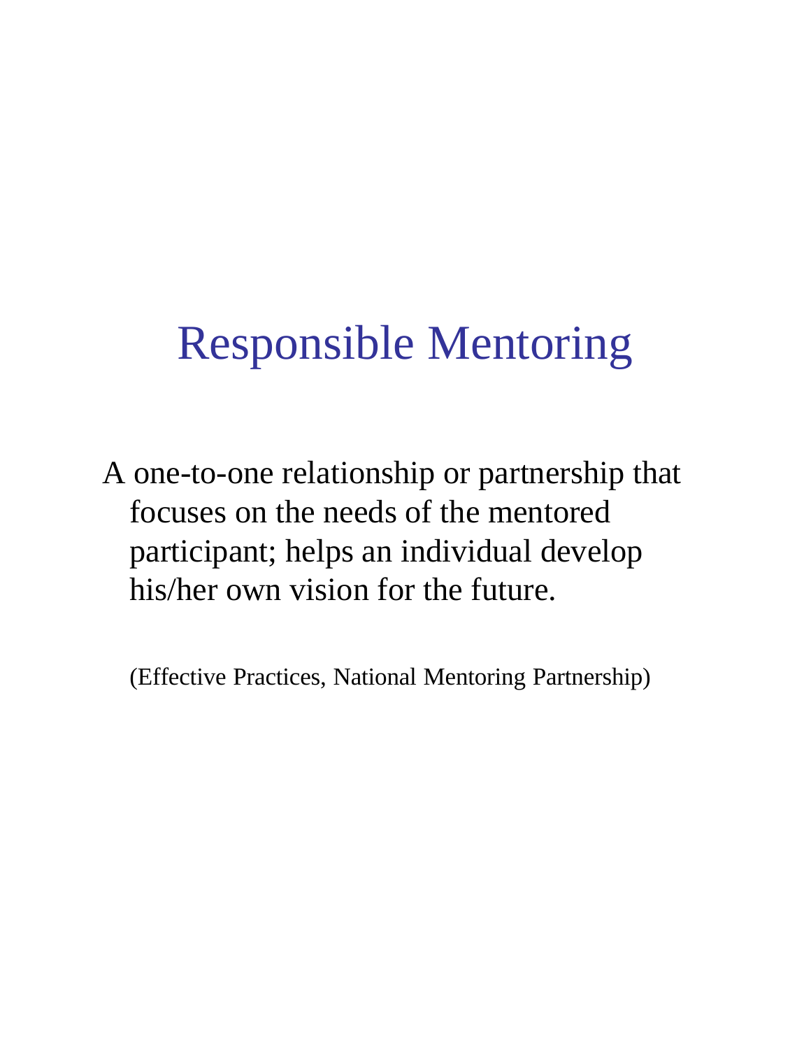# Responsible Mentoring

A one-to-one relationship or partnership that focuses on the needs of the mentored participant; helps an individual develop his/her own vision for the future.

(Effective Practices, National Mentoring Partnership)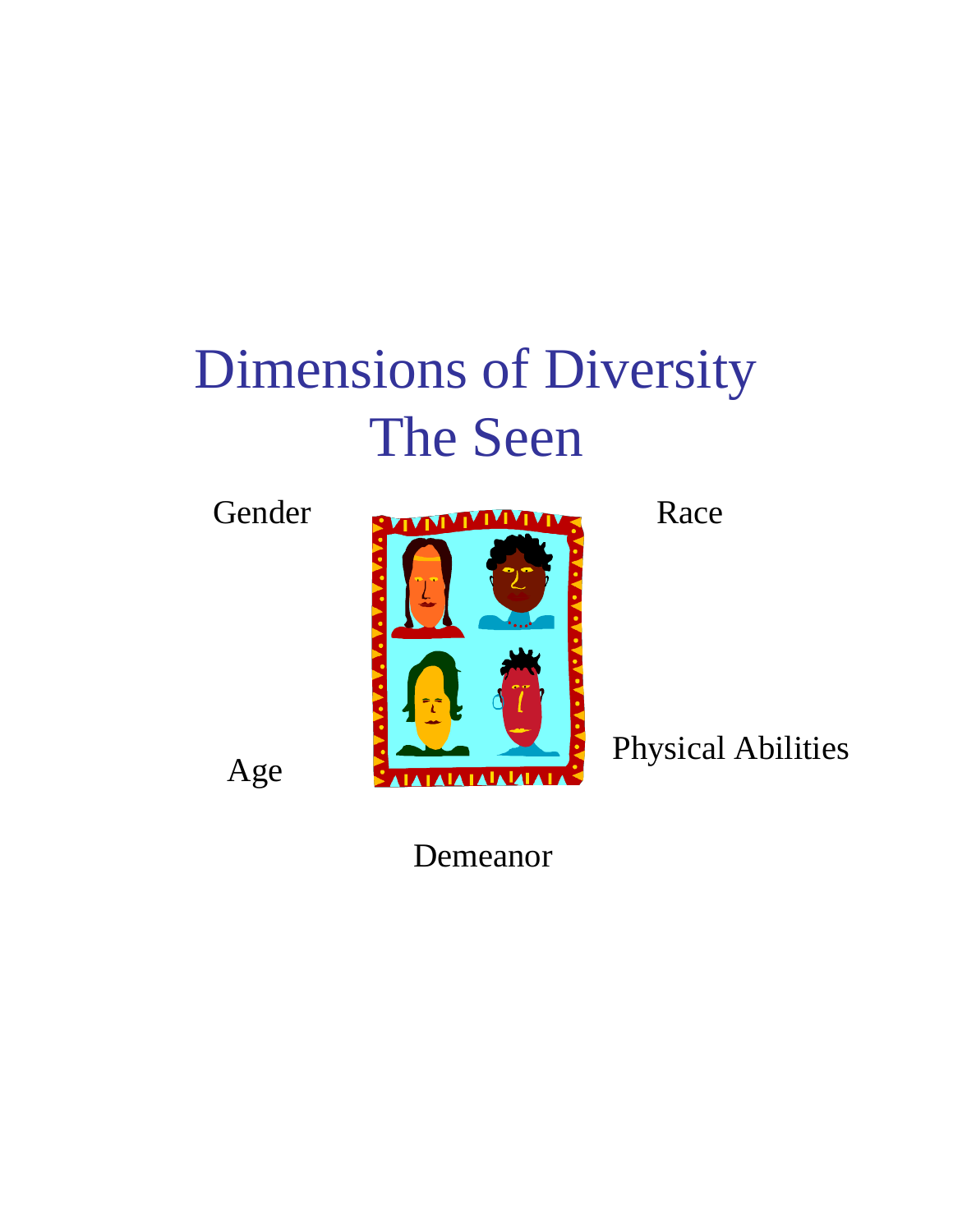# Dimensions of Diversity
## The Seen

Gender

Race

Age

Physical Abilities

Demeanor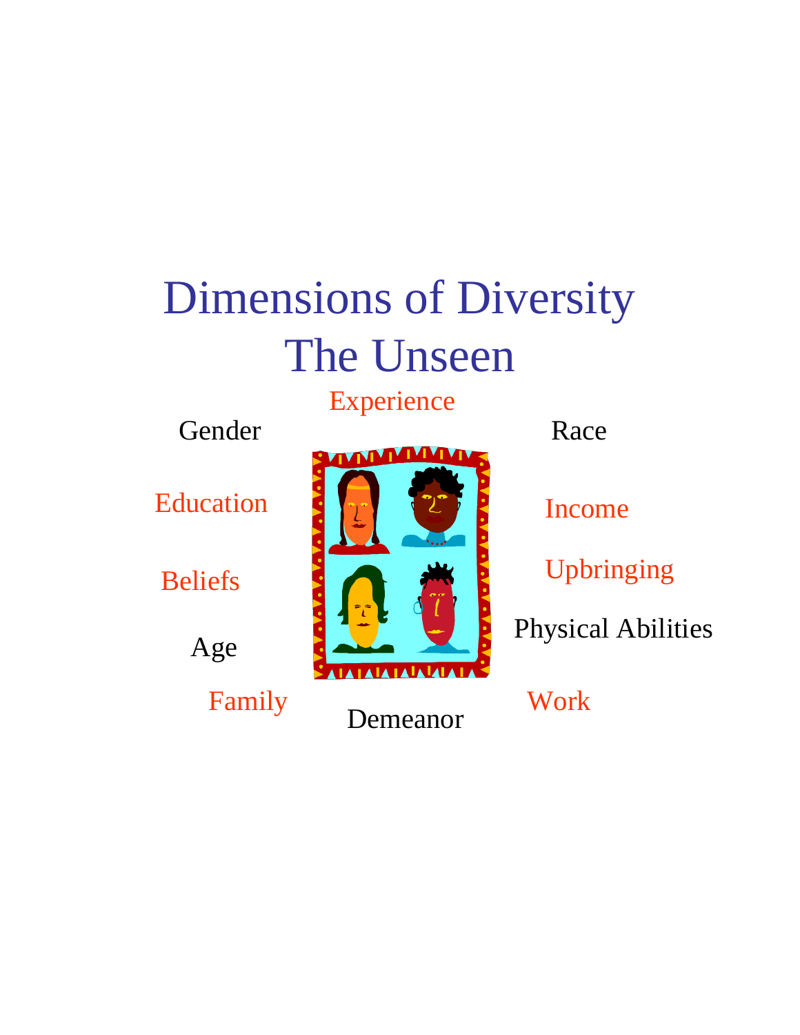# Dimensions of Diversity
# The Unseen

Experience

Gender

Race

Education

Income

Beliefs

Upbringing

Physical Abilities

Age

Family

Work

Demeanor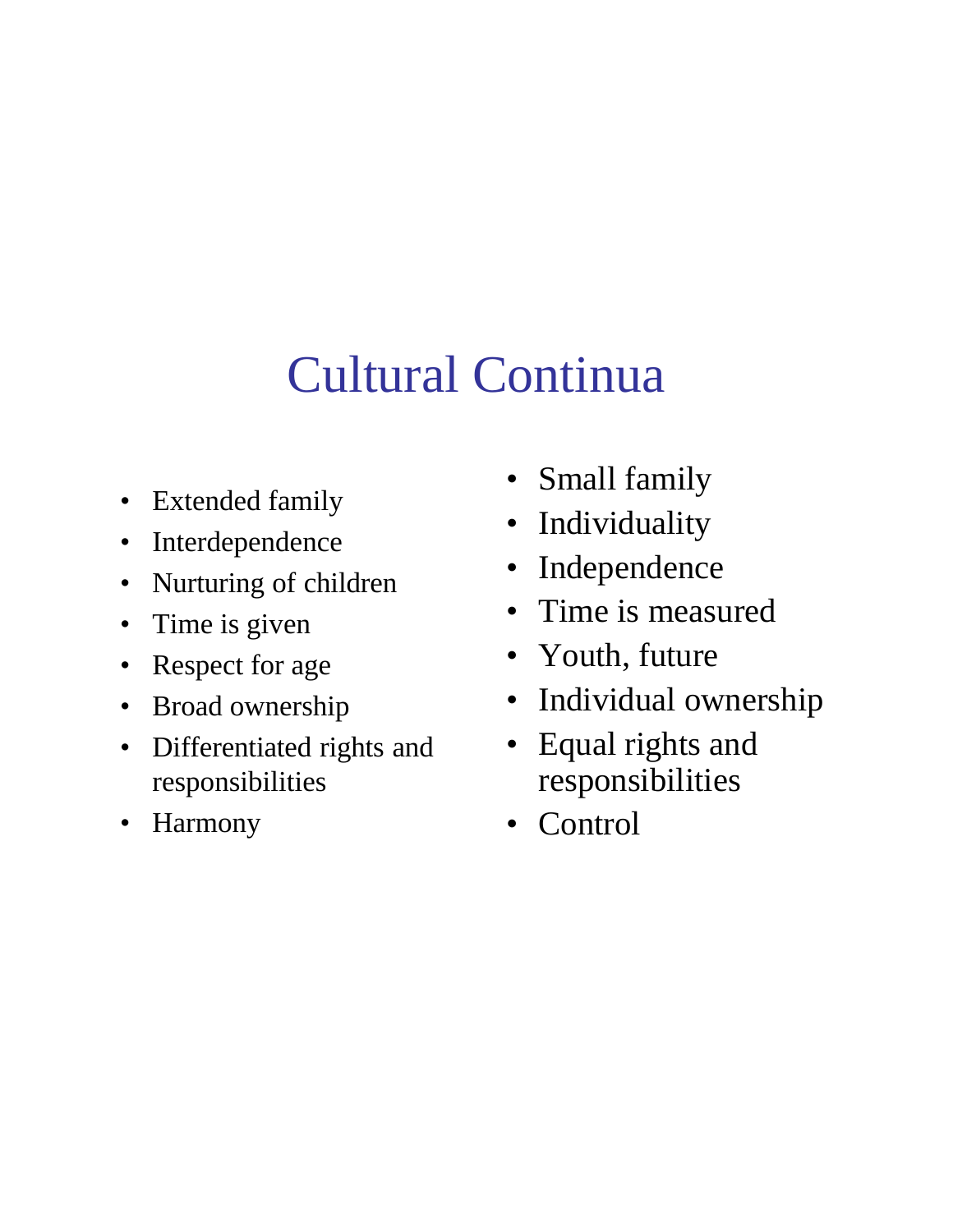# Cultural Continua

- Extended family
- Interdependence
- Nurturing of children
- Time is given
- Respect for age
- Broad ownership
- Differentiated rights and responsibilities
- Harmony

- Small family
- Individuality
- Independence
- Time is measured
- Youth, future
- Individual ownership
- Equal rights and responsibilities
- Control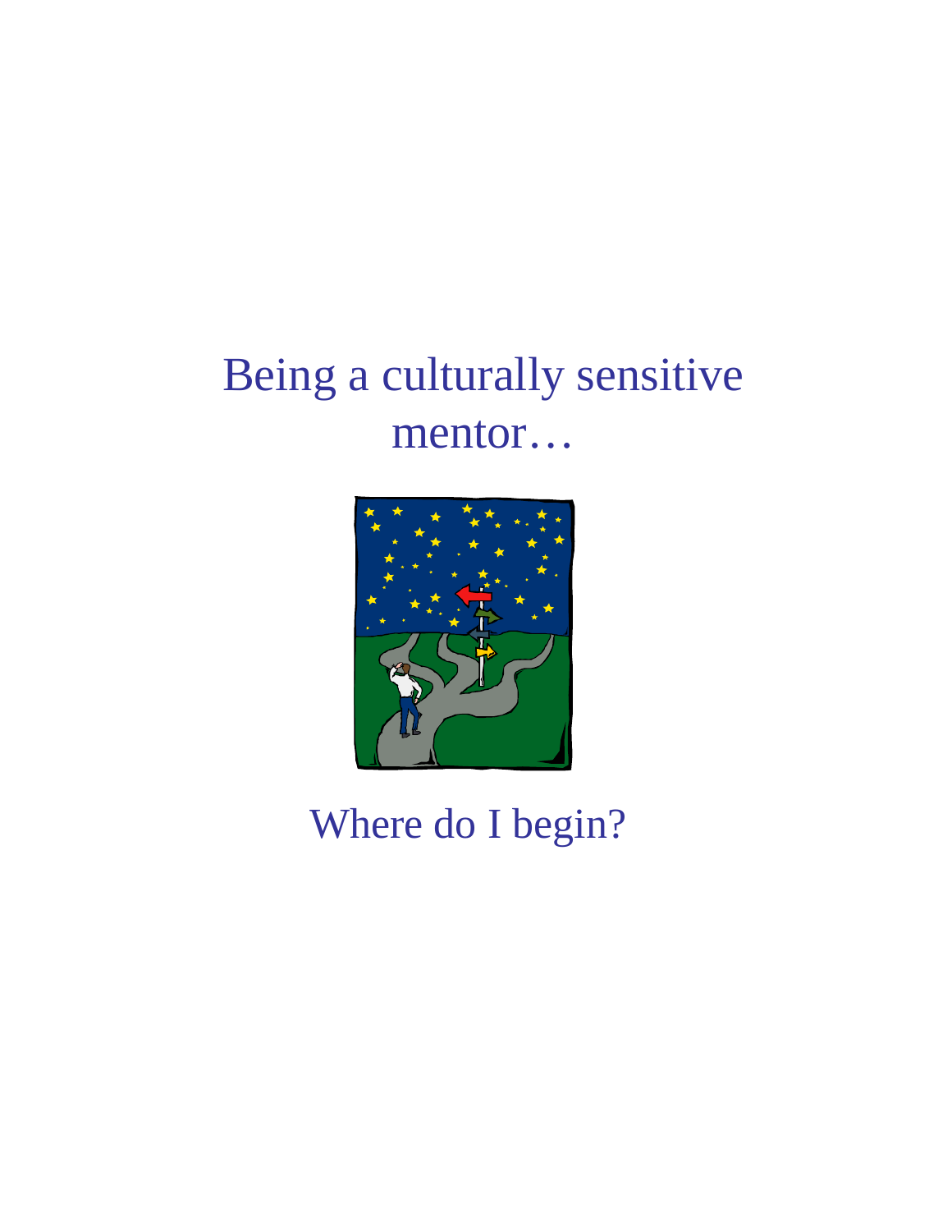# Being a culturally sensitive mentor…

Where do I begin?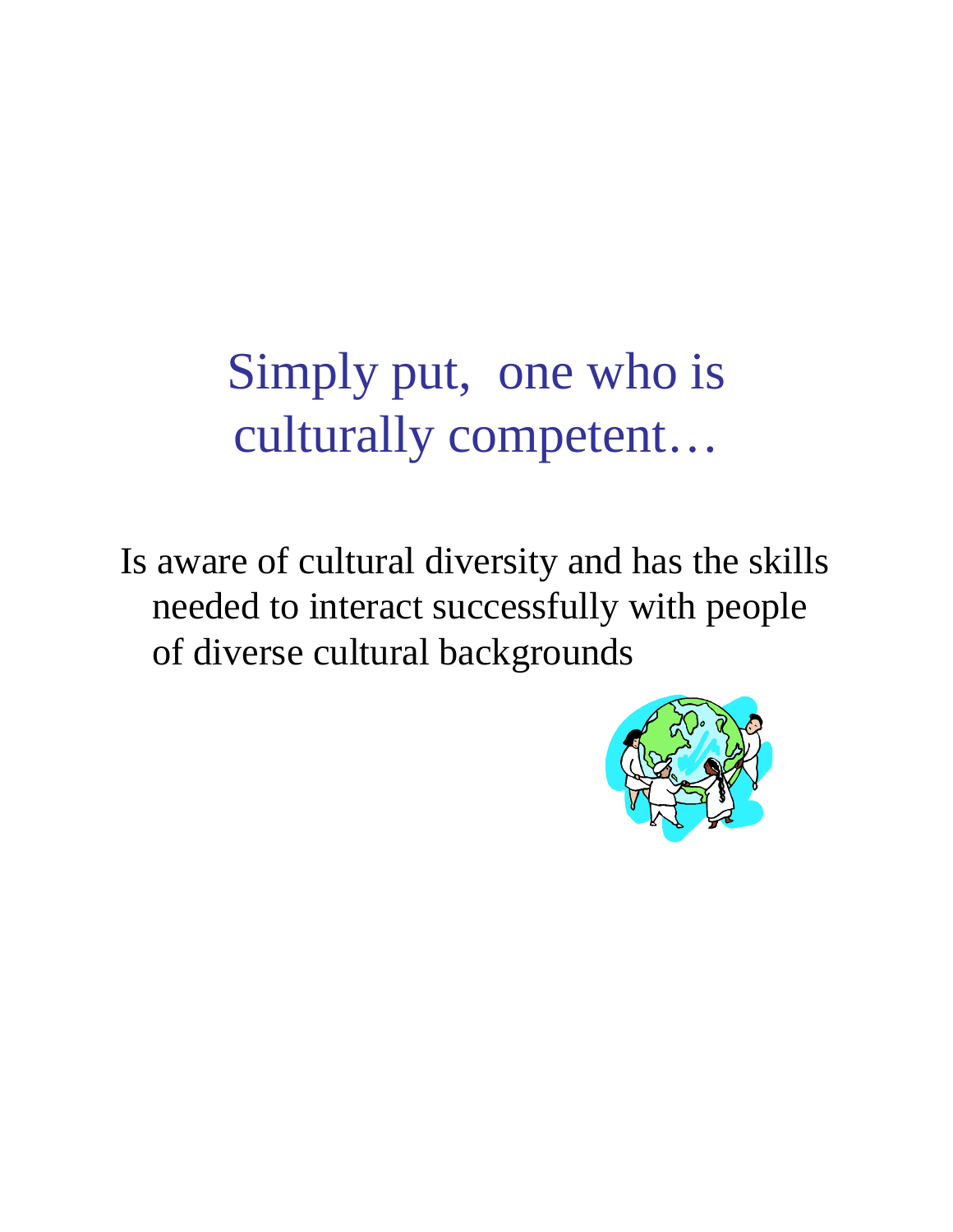# Simply put, one who is culturally competent…

Is aware of cultural diversity and has the skills needed to interact successfully with people of diverse cultural backgrounds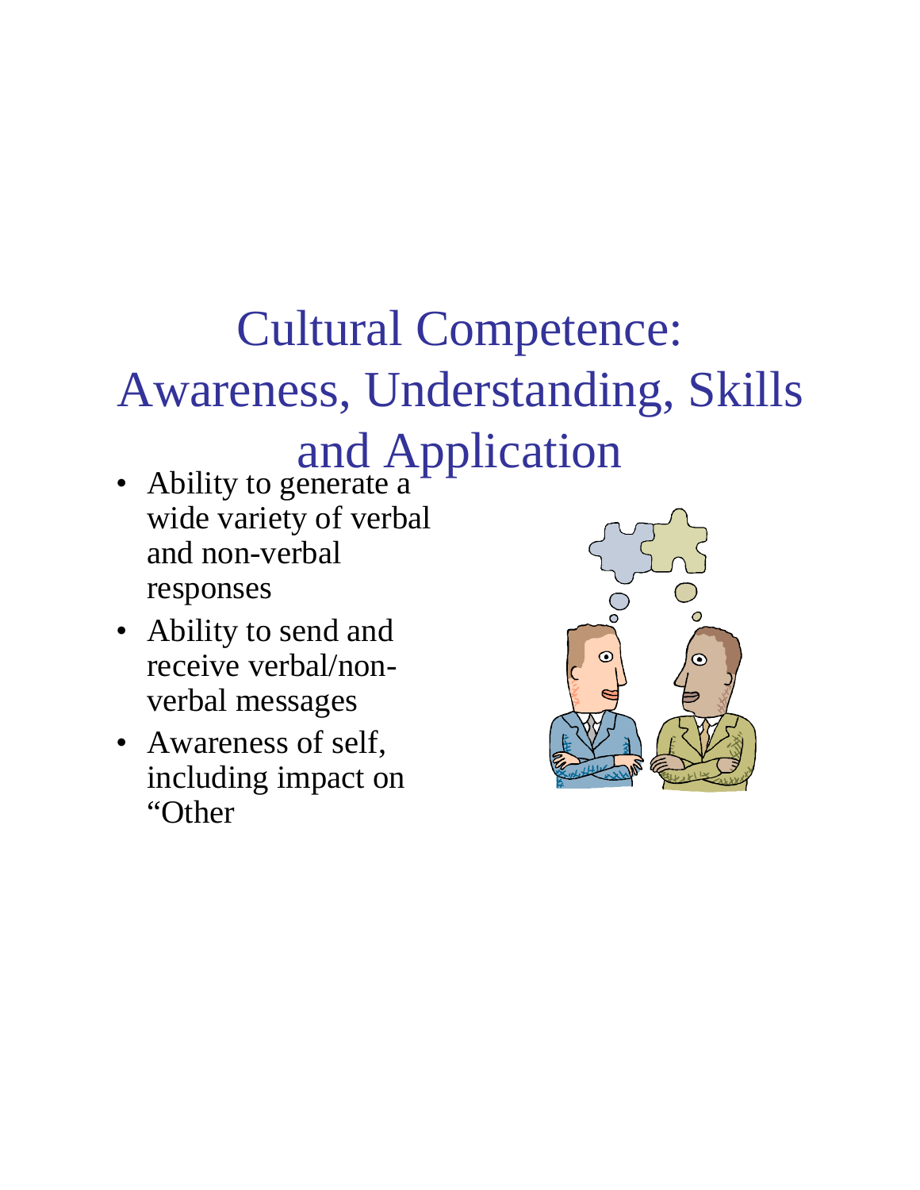# Cultural Competence: Awareness, Understanding, Skills and Application

- Ability to generate a wide variety of verbal and non-verbal responses
- Ability to send and receive verbal/non-verbal messages
- Awareness of self, including impact on "Other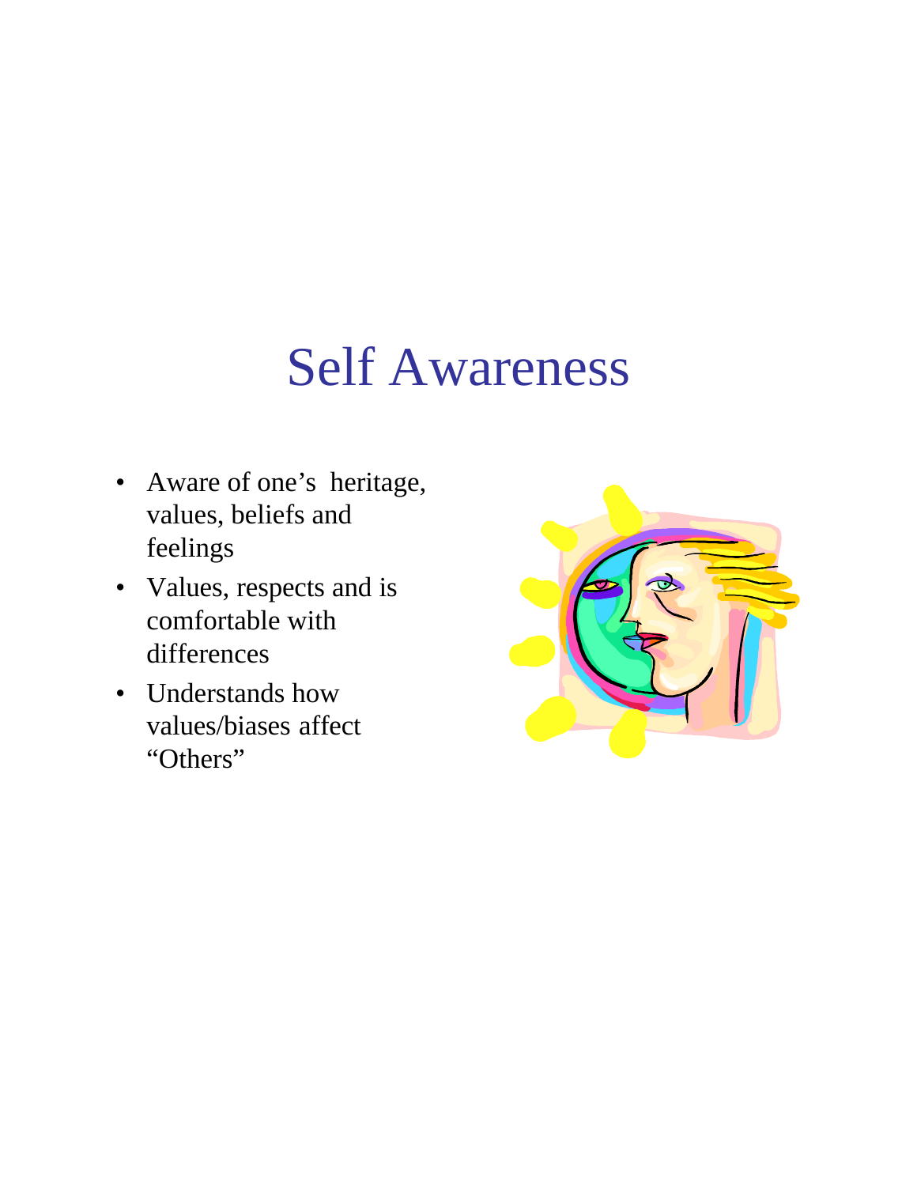# Self Awareness

- Aware of one’s heritage, values, beliefs and feelings
- Values, respects and is comfortable with differences
- Understands how values/biases affect “Others”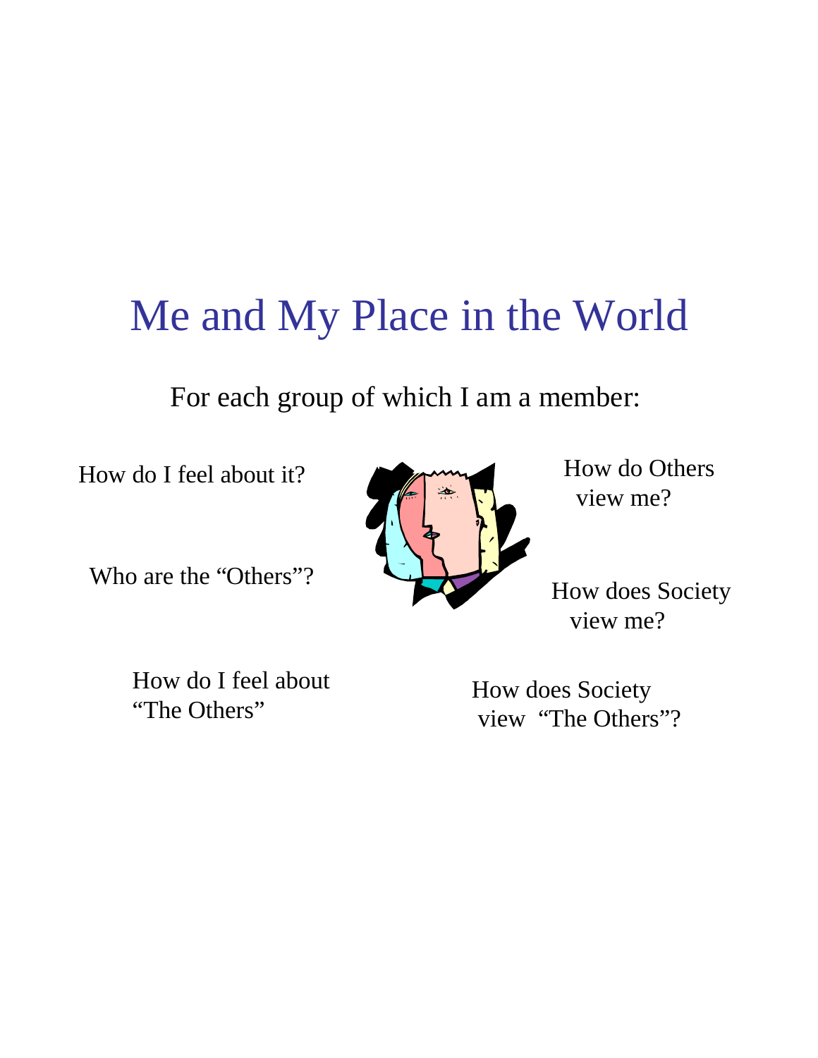# Me and My Place in the World

For each group of which I am a member:

How do I feel about it?

Who are the "Others"?

How do I feel about "The Others"

How do Others view me?

How does Society view me?

How does Society view "The Others"?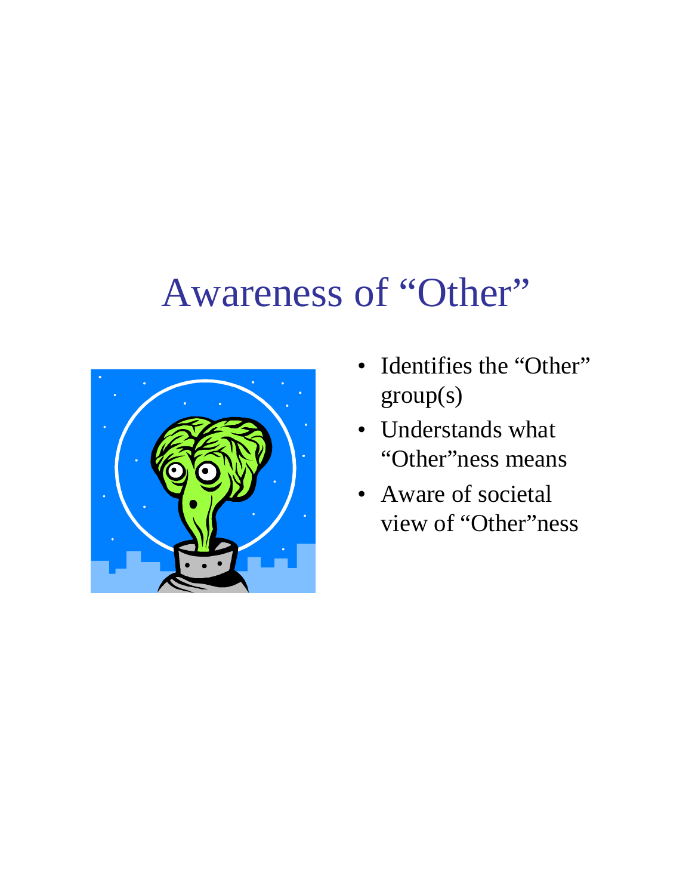# Awareness of "Other"

- Identifies the "Other" group(s)
- Understands what "Other"ness means
- Aware of societal view of "Other"ness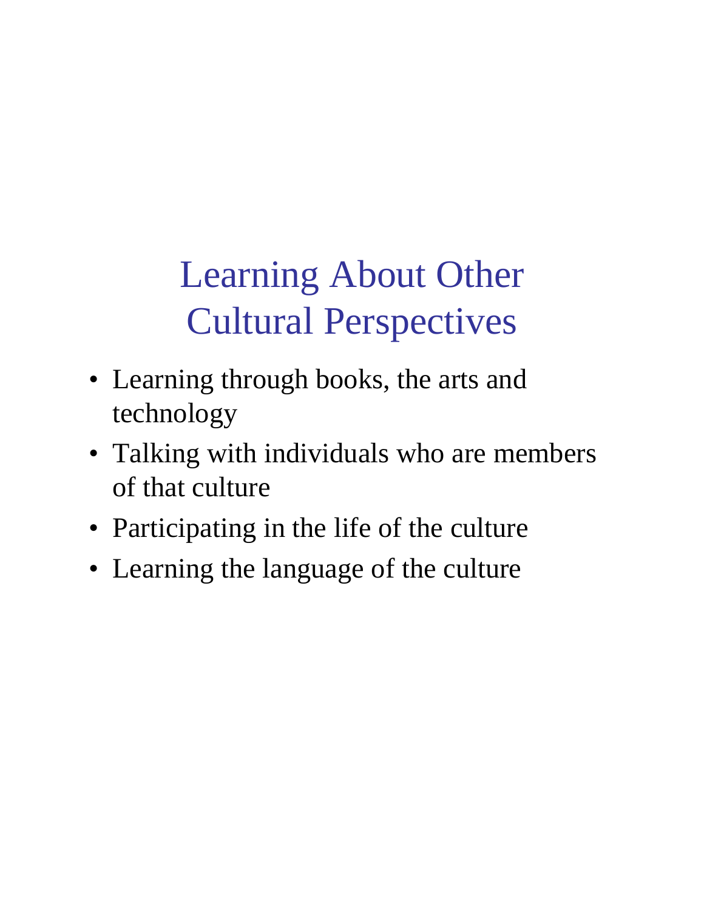# Learning About Other Cultural Perspectives

- Learning through books, the arts and technology
- Talking with individuals who are members of that culture
- Participating in the life of the culture
- Learning the language of the culture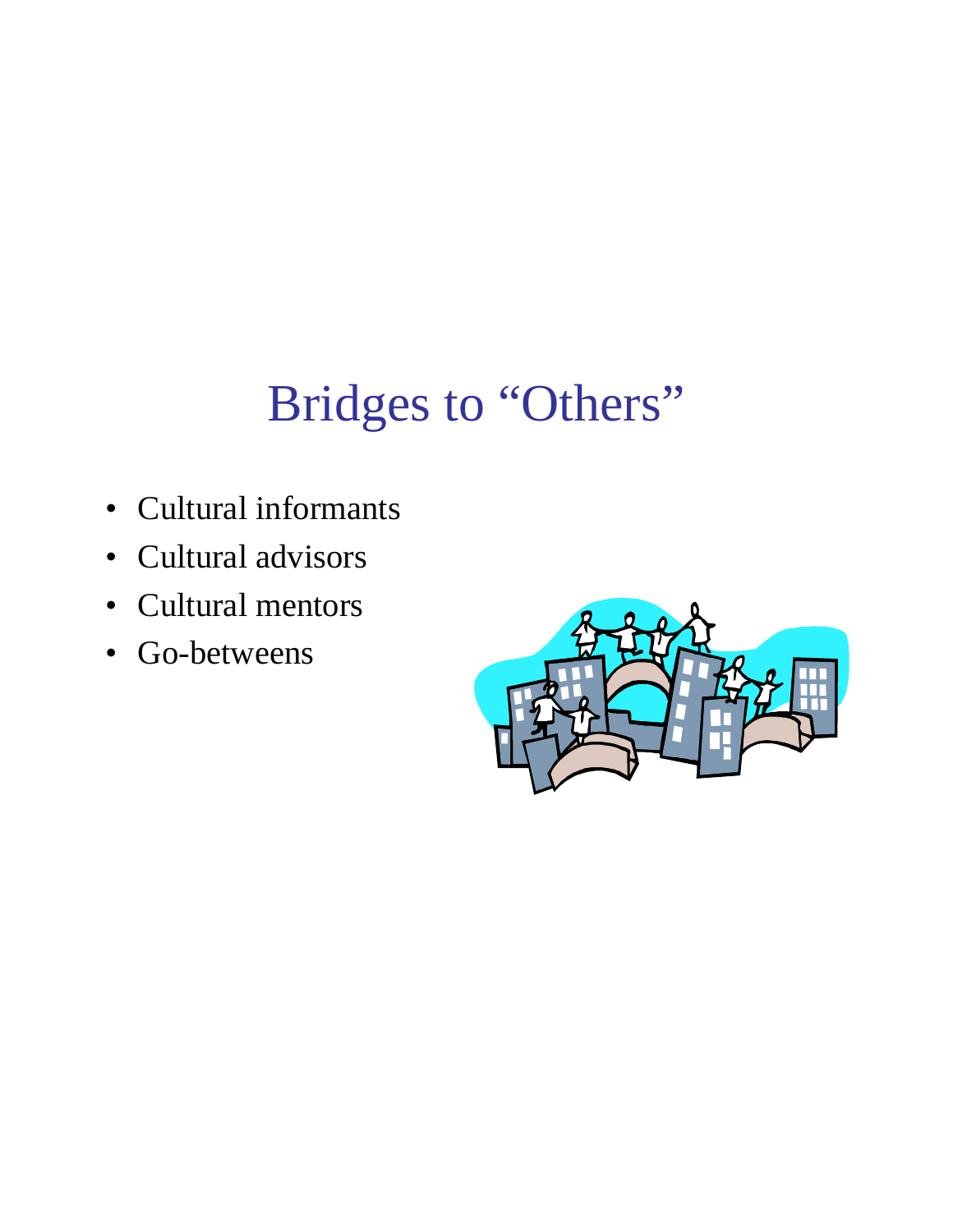# Bridges to “Others”

- Cultural informants
- Cultural advisors
- Cultural mentors
- Go-betweens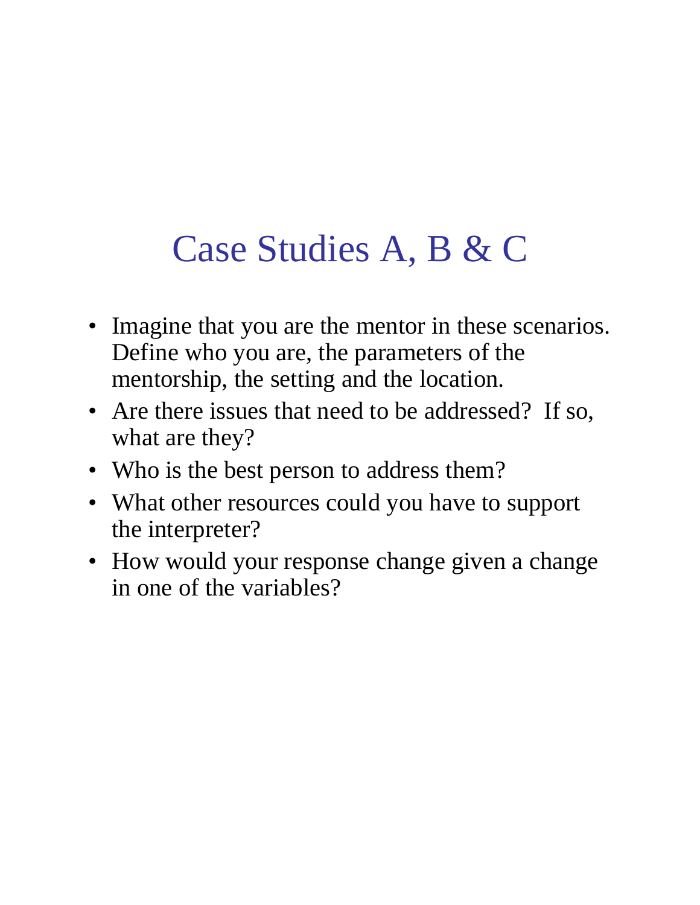# Case Studies A, B & C

- Imagine that you are the mentor in these scenarios. Define who you are, the parameters of the mentorship, the setting and the location.
- Are there issues that need to be addressed? If so, what are they?
- Who is the best person to address them?
- What other resources could you have to support the interpreter?
- How would your response change given a change in one of the variables?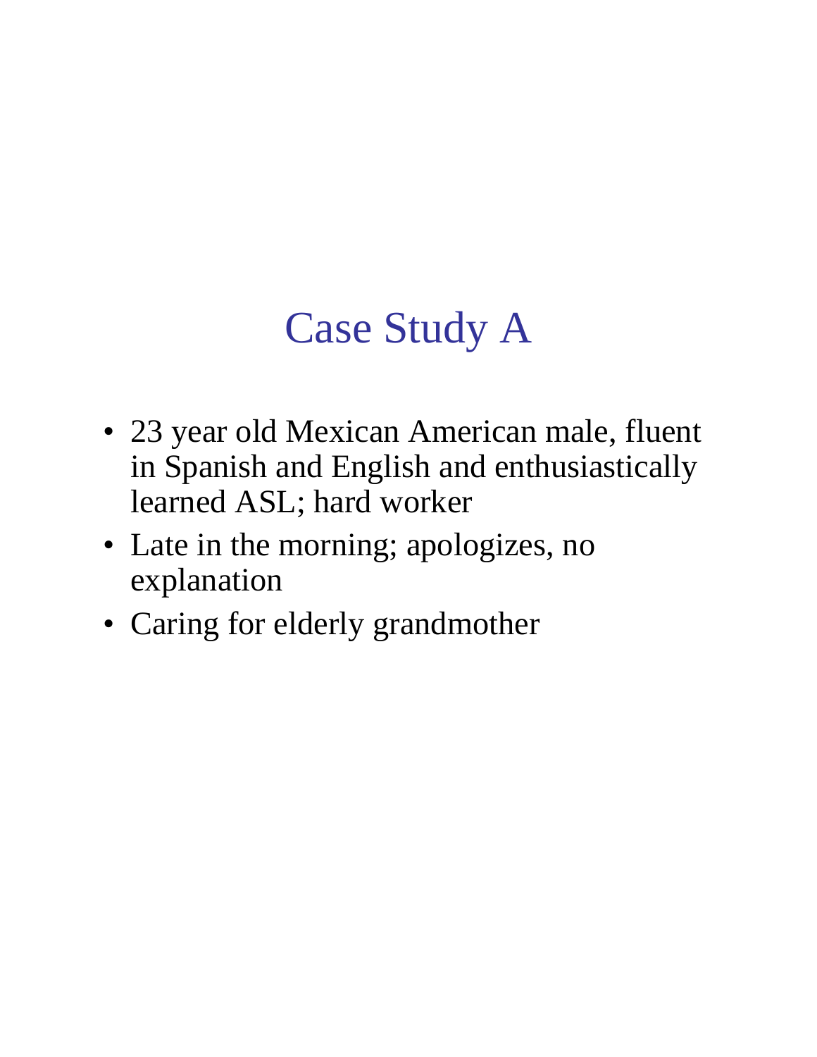# Case Study A

- 23 year old Mexican American male, fluent in Spanish and English and enthusiastically learned ASL; hard worker
- Late in the morning; apologizes, no explanation
- Caring for elderly grandmother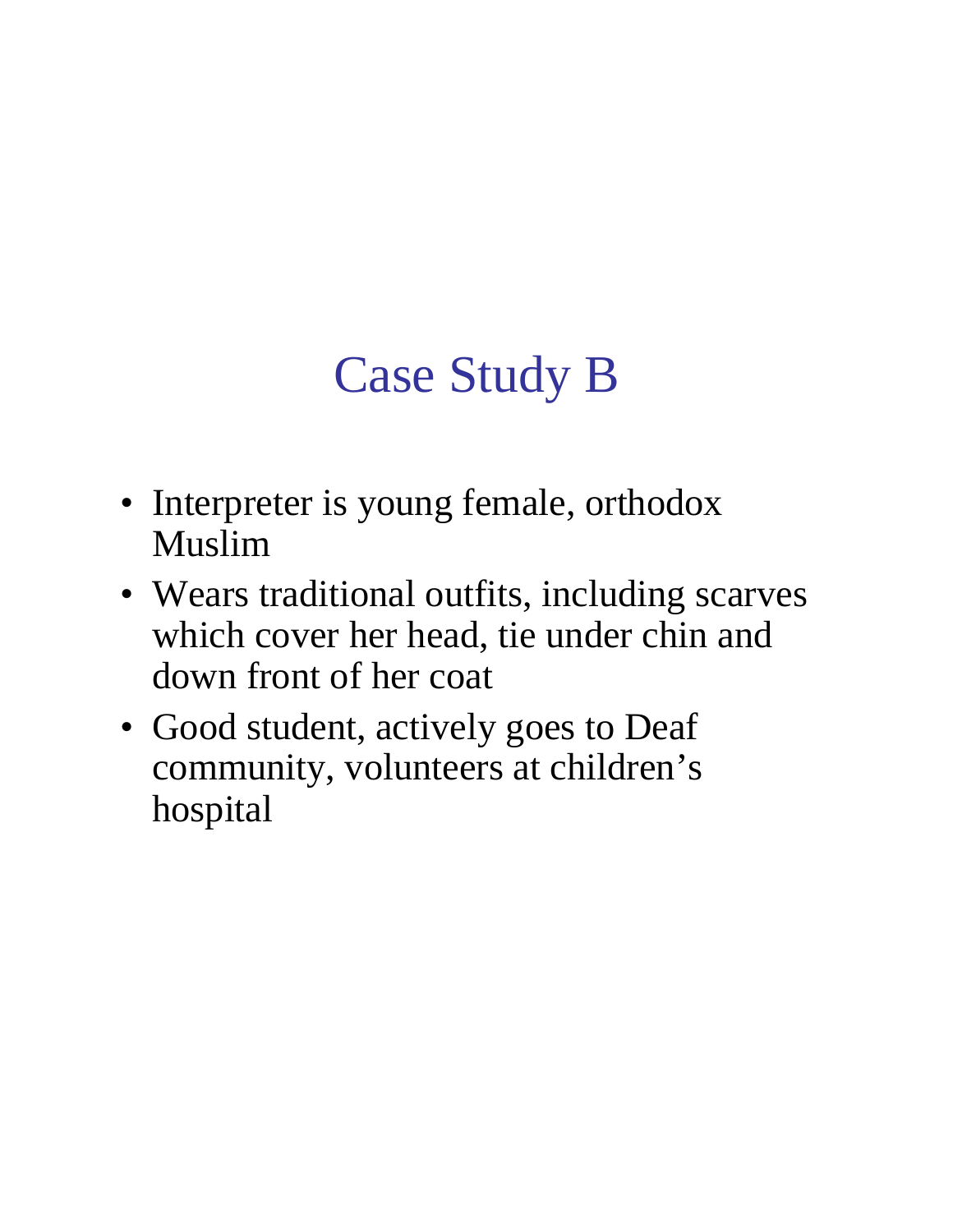# Case Study B

- Interpreter is young female, orthodox Muslim
- Wears traditional outfits, including scarves which cover her head, tie under chin and down front of her coat
- Good student, actively goes to Deaf community, volunteers at children's hospital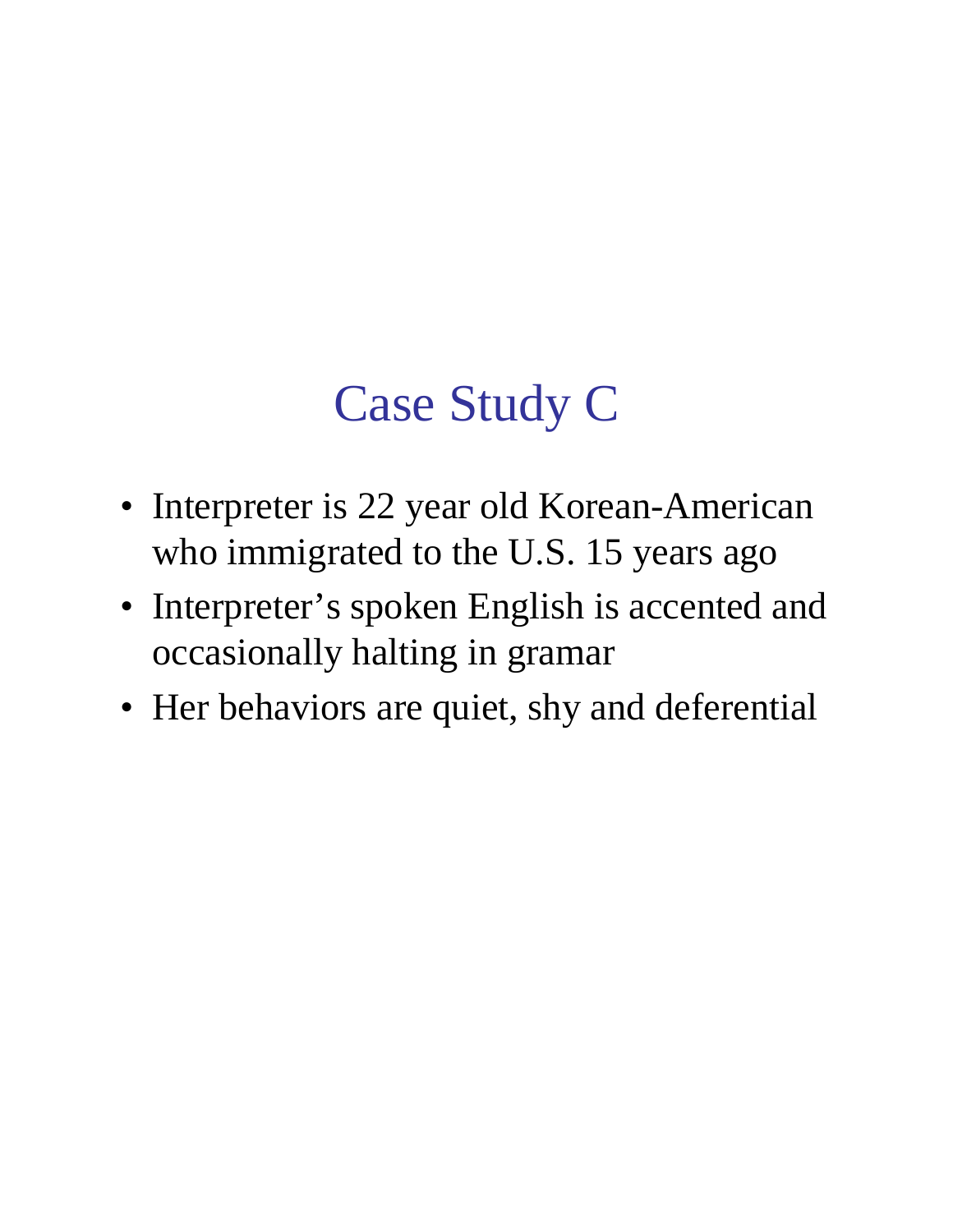# Case Study C

- Interpreter is 22 year old Korean-American who immigrated to the U.S. 15 years ago
- Interpreter's spoken English is accented and occasionally halting in gramar
- Her behaviors are quiet, shy and deferential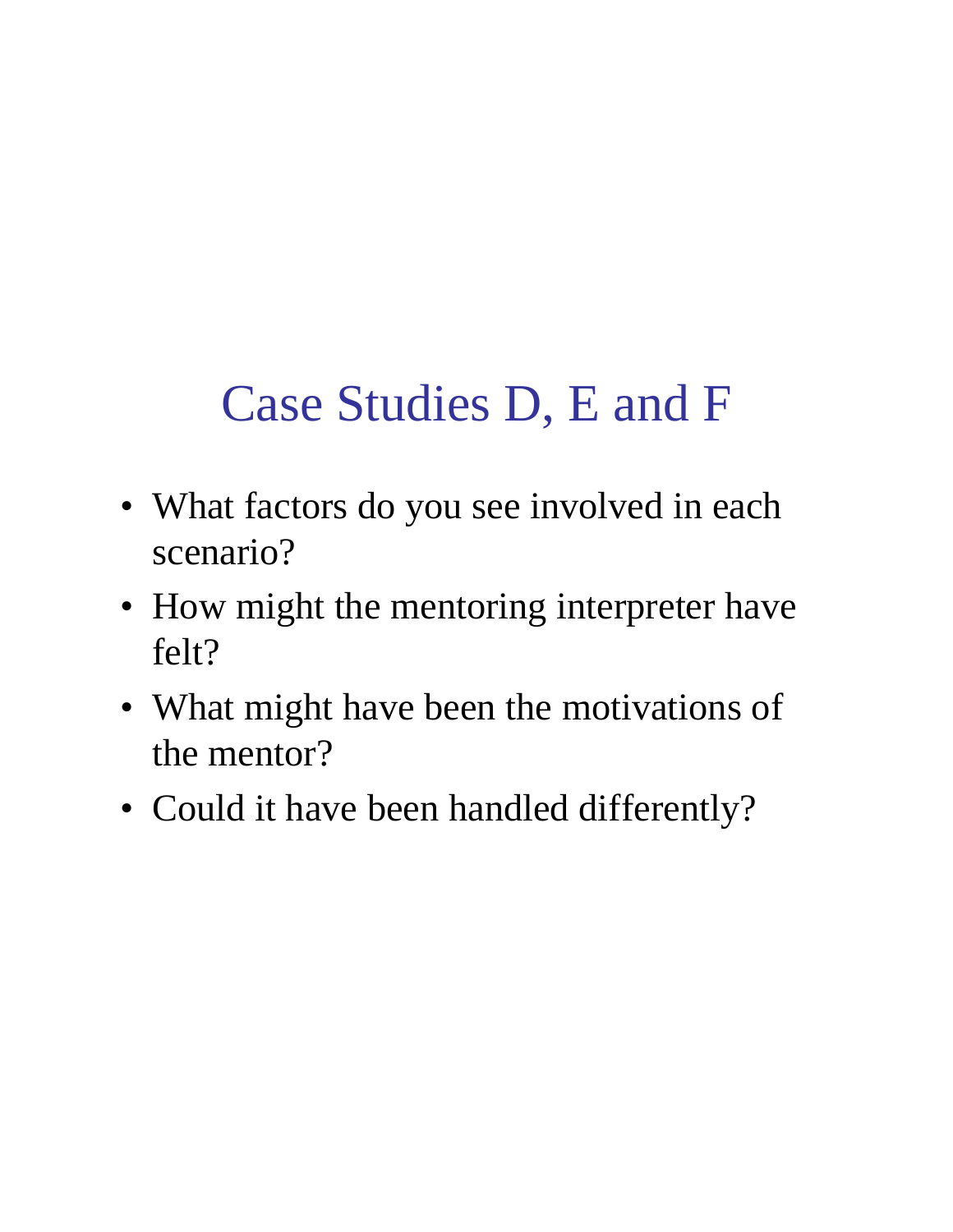# Case Studies D, E and F

- What factors do you see involved in each scenario?
- How might the mentoring interpreter have felt?
- What might have been the motivations of the mentor?
- Could it have been handled differently?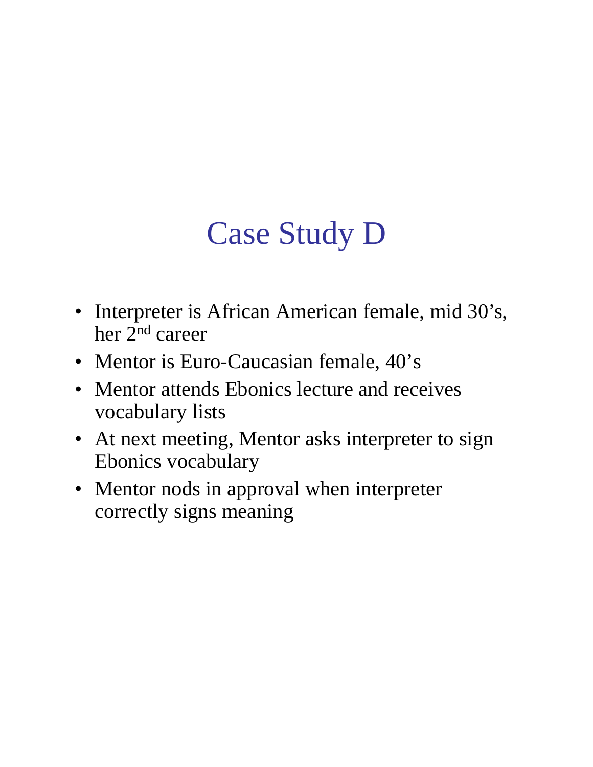# Case Study D

- Interpreter is African American female, mid 30's, her 2nd career
- Mentor is Euro-Caucasian female, 40's
- Mentor attends Ebonics lecture and receives vocabulary lists
- At next meeting, Mentor asks interpreter to sign Ebonics vocabulary
- Mentor nods in approval when interpreter correctly signs meaning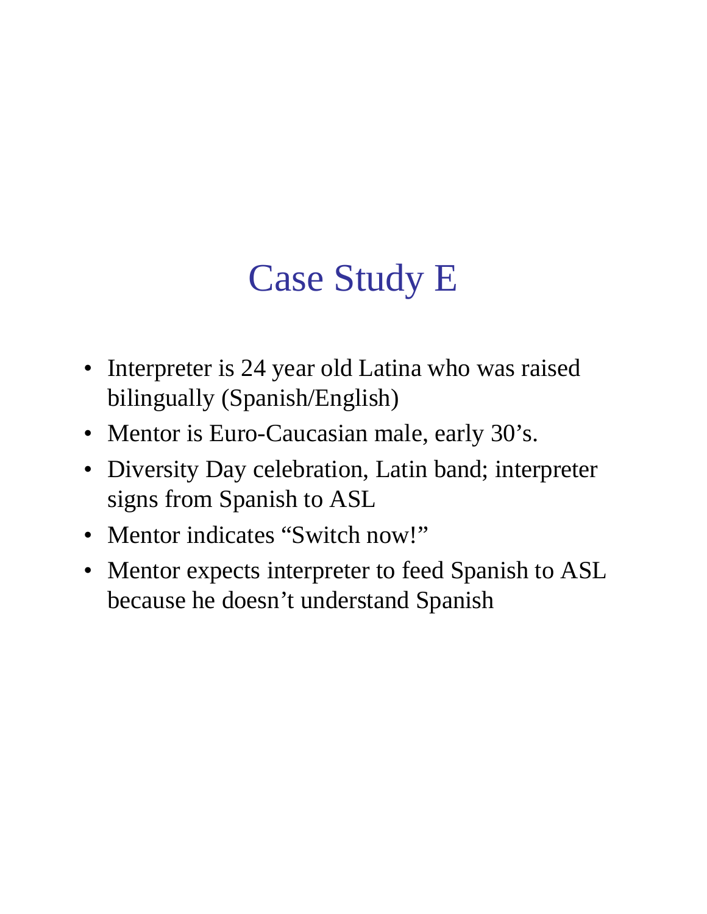# Case Study E

- Interpreter is 24 year old Latina who was raised bilingually (Spanish/English)
- Mentor is Euro-Caucasian male, early 30's.
- Diversity Day celebration, Latin band; interpreter signs from Spanish to ASL
- Mentor indicates "Switch now!"
- Mentor expects interpreter to feed Spanish to ASL because he doesn't understand Spanish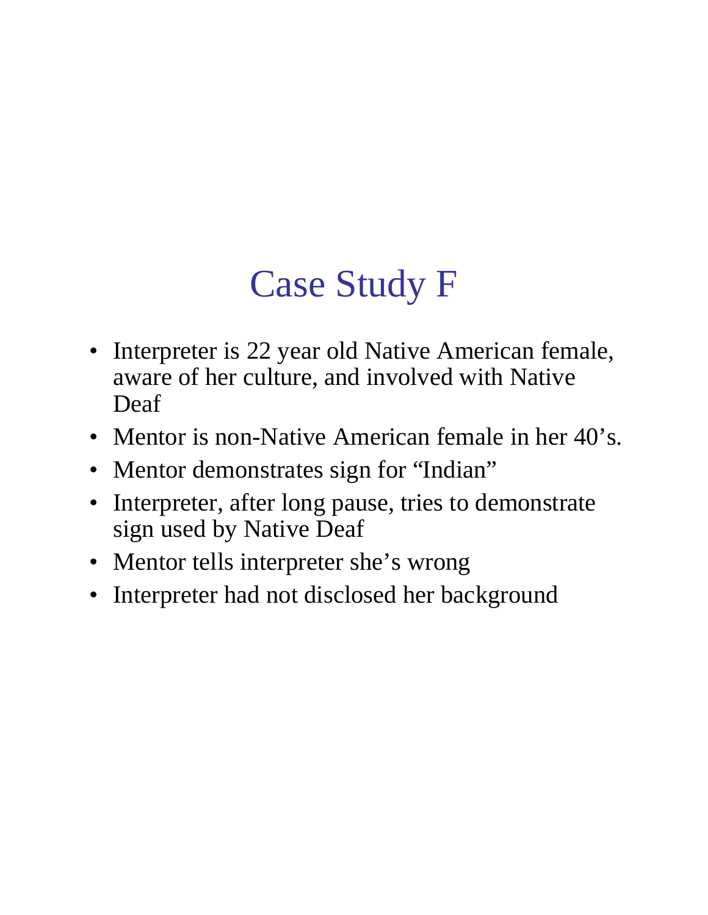# Case Study F

- Interpreter is 22 year old Native American female, aware of her culture, and involved with Native Deaf
- Mentor is non-Native American female in her 40's.
- Mentor demonstrates sign for "Indian"
- Interpreter, after long pause, tries to demonstrate sign used by Native Deaf
- Mentor tells interpreter she's wrong
- Interpreter had not disclosed her background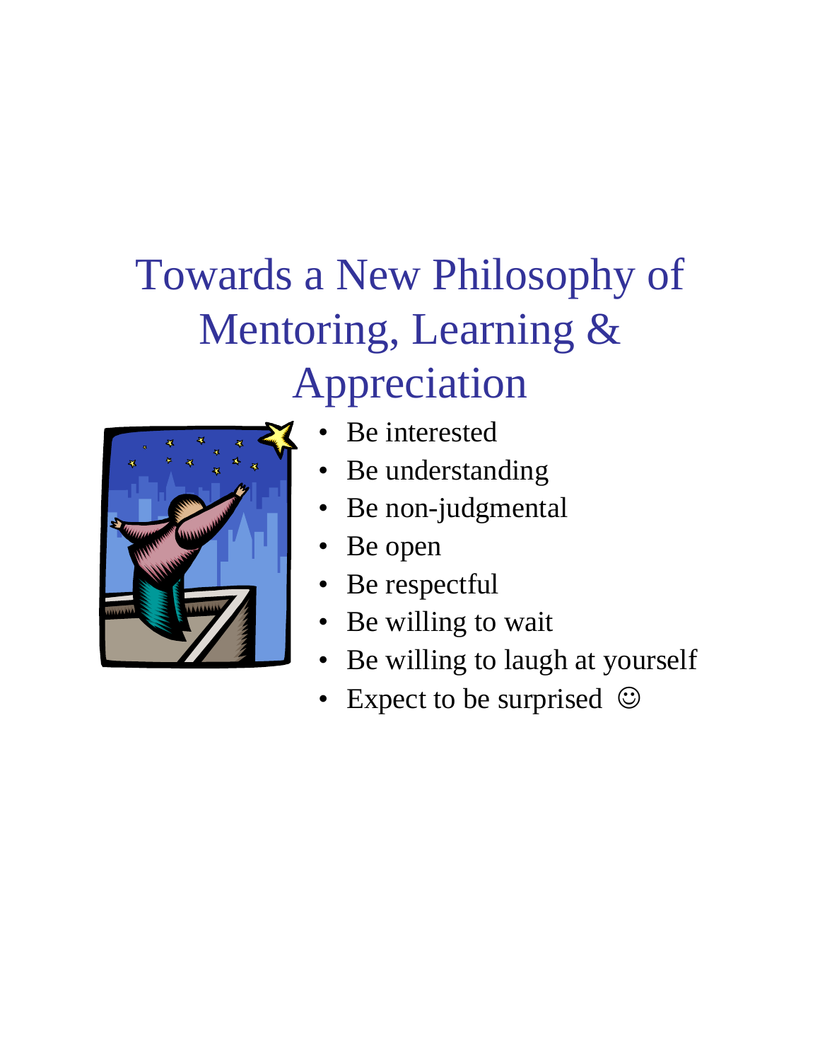# Towards a New Philosophy of Mentoring, Learning & Appreciation

- Be interested
- Be understanding
- Be non-judgmental
- Be open
- Be respectful
- Be willing to wait
- Be willing to laugh at yourself
- Expect to be surprised ☺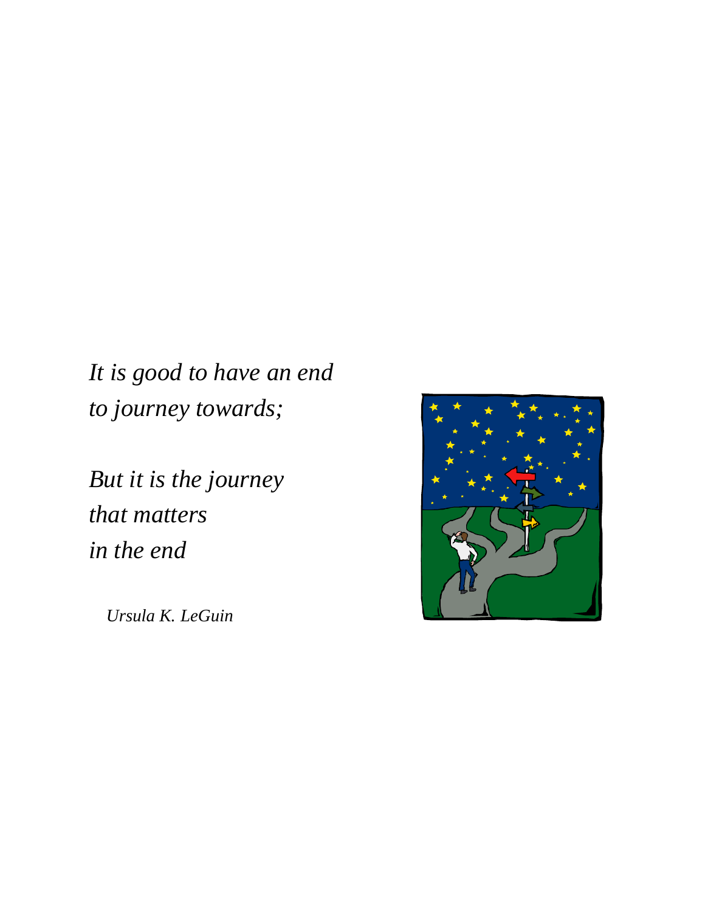*It is good to have an end*
*to journey towards;*

*But it is the journey*
*that matters*
*in the end*

*Ursula K. LeGuin*